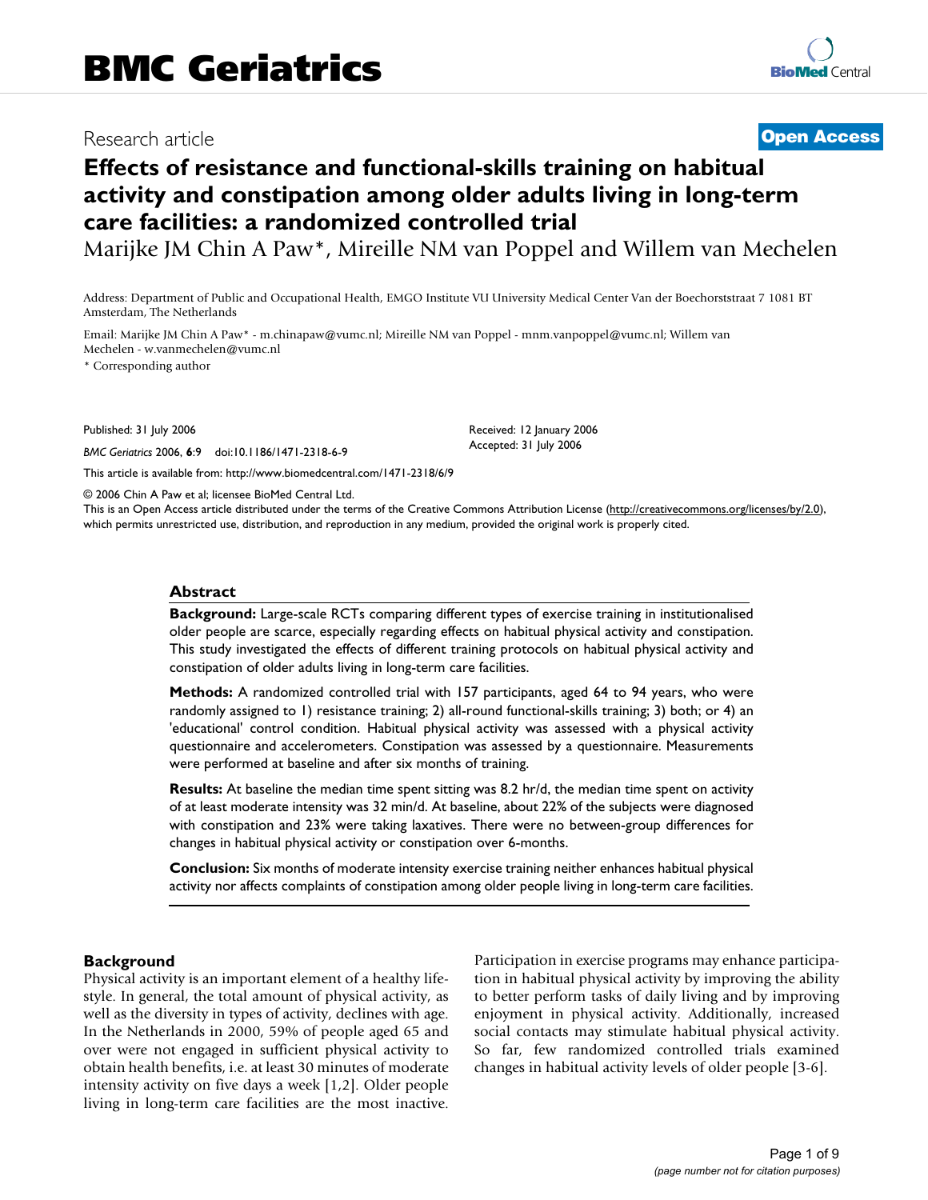Research article

**Open Access**

# Effects of resistance and functional-skills training on habitual activity and constipation among older adults living in long-term care facilities: a randomized controlled trial

Marijke JM Chin A Paw*, Mireille NM van Poppel and Willem van Mechelen

Address: Department of Public and Occupational Health, EMGO Institute VU University Medical Center Van der Boechorststraat 7 1081 BT Amsterdam, The Netherlands

Email: Marijke JM Chin A Paw* - m.chinapaw@vumc.nl; Mireille NM van Poppel - mnm.vanpoppel@vumc.nl; Willem van Mechelen - w.vanmechelen@vumc.nl

* Corresponding author

Published: 31 July 2006

*BMC Geriatrics* 2006, **6**:9 doi:10.1186/1471-2318-6-9

Received: 12 January 2006

Accepted: 31 July 2006

This article is available from: http://www.biomedcentral.com/1471-2318/6/9

© 2006 Chin A Paw et al; licensee BioMed Central Ltd.

This is an Open Access article distributed under the terms of the Creative Commons Attribution License (http://creativecommons.org/licenses/by/2.0), which permits unrestricted use, distribution, and reproduction in any medium, provided the original work is properly cited.

## Abstract

**Background:** Large-scale RCTs comparing different types of exercise training in institutionalised older people are scarce, especially regarding effects on habitual physical activity and constipation. This study investigated the effects of different training protocols on habitual physical activity and constipation of older adults living in long-term care facilities.

**Methods:** A randomized controlled trial with 157 participants, aged 64 to 94 years, who were randomly assigned to 1) resistance training; 2) all-round functional-skills training; 3) both; or 4) an 'educational' control condition. Habitual physical activity was assessed with a physical activity questionnaire and accelerometers. Constipation was assessed by a questionnaire. Measurements were performed at baseline and after six months of training.

**Results:** At baseline the median time spent sitting was 8.2 hr/d, the median time spent on activity of at least moderate intensity was 32 min/d. At baseline, about 22% of the subjects were diagnosed with constipation and 23% were taking laxatives. There were no between-group differences for changes in habitual physical activity or constipation over 6-months.

**Conclusion:** Six months of moderate intensity exercise training neither enhances habitual physical activity nor affects complaints of constipation among older people living in long-term care facilities.

## Background

Physical activity is an important element of a healthy lifestyle. In general, the total amount of physical activity, as well as the diversity in types of activity, declines with age. In the Netherlands in 2000, 59% of people aged 65 and over were not engaged in sufficient physical activity to obtain health benefits, i.e. at least 30 minutes of moderate intensity activity on five days a week [1,2]. Older people living in long-term care facilities are the most inactive. Participation in exercise programs may enhance participation in habitual physical activity by improving the ability to better perform tasks of daily living and by improving enjoyment in physical activity. Additionally, increased social contacts may stimulate habitual physical activity. So far, few randomized controlled trials examined changes in habitual activity levels of older people [3-6].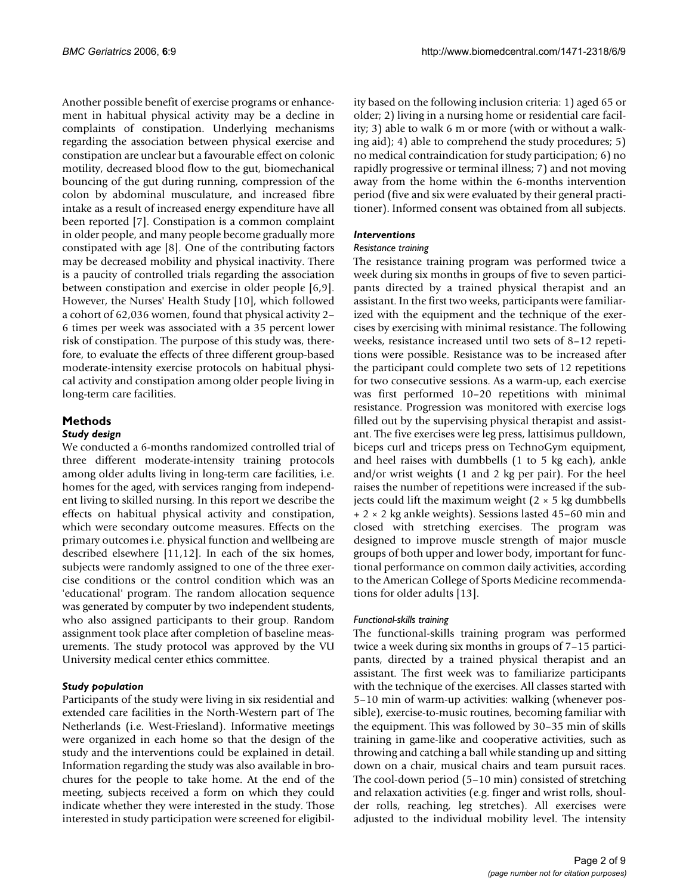Another possible benefit of exercise programs or enhancement in habitual physical activity may be a decline in complaints of constipation. Underlying mechanisms regarding the association between physical exercise and constipation are unclear but a favourable effect on colonic motility, decreased blood flow to the gut, biomechanical bouncing of the gut during running, compression of the colon by abdominal musculature, and increased fibre intake as a result of increased energy expenditure have all been reported [7]. Constipation is a common complaint in older people, and many people become gradually more constipated with age [8]. One of the contributing factors may be decreased mobility and physical inactivity. There is a paucity of controlled trials regarding the association between constipation and exercise in older people [6,9]. However, the Nurses' Health Study [10], which followed a cohort of 62,036 women, found that physical activity 2–6 times per week was associated with a 35 percent lower risk of constipation. The purpose of this study was, therefore, to evaluate the effects of three different group-based moderate-intensity exercise protocols on habitual physical activity and constipation among older people living in long-term care facilities.

## Methods

### Study design

We conducted a 6-months randomized controlled trial of three different moderate-intensity training protocols among older adults living in long-term care facilities, i.e. homes for the aged, with services ranging from independent living to skilled nursing. In this report we describe the effects on habitual physical activity and constipation, which were secondary outcome measures. Effects on the primary outcomes i.e. physical function and wellbeing are described elsewhere [11,12]. In each of the six homes, subjects were randomly assigned to one of the three exercise conditions or the control condition which was an 'educational' program. The random allocation sequence was generated by computer by two independent students, who also assigned participants to their group. Random assignment took place after completion of baseline measurements. The study protocol was approved by the VU University medical center ethics committee.

### Study population

Participants of the study were living in six residential and extended care facilities in the North-Western part of The Netherlands (i.e. West-Friesland). Informative meetings were organized in each home so that the design of the study and the interventions could be explained in detail. Information regarding the study was also available in brochures for the people to take home. At the end of the meeting, subjects received a form on which they could indicate whether they were interested in the study. Those interested in study participation were screened for eligibility based on the following inclusion criteria: 1) aged 65 or older; 2) living in a nursing home or residential care facility; 3) able to walk 6 m or more (with or without a walking aid); 4) able to comprehend the study procedures; 5) no medical contraindication for study participation; 6) no rapidly progressive or terminal illness; 7) and not moving away from the home within the 6-months intervention period (five and six were evaluated by their general practitioner). Informed consent was obtained from all subjects.

### Interventions

#### Resistance training

The resistance training program was performed twice a week during six months in groups of five to seven participants directed by a trained physical therapist and an assistant. In the first two weeks, participants were familiarized with the equipment and the technique of the exercises by exercising with minimal resistance. The following weeks, resistance increased until two sets of 8–12 repetitions were possible. Resistance was to be increased after the participant could complete two sets of 12 repetitions for two consecutive sessions. As a warm-up, each exercise was first performed 10–20 repetitions with minimal resistance. Progression was monitored with exercise logs filled out by the supervising physical therapist and assistant. The five exercises were leg press, lattisimus pulldown, biceps curl and triceps press on TechnoGym equipment, and heel raises with dumbbells (1 to 5 kg each), ankle and/or wrist weights (1 and 2 kg per pair). For the heel raises the number of repetitions were increased if the subjects could lift the maximum weight (2 × 5 kg dumbbells + 2 × 2 kg ankle weights). Sessions lasted 45–60 min and closed with stretching exercises. The program was designed to improve muscle strength of major muscle groups of both upper and lower body, important for functional performance on common daily activities, according to the American College of Sports Medicine recommendations for older adults [13].

#### Functional-skills training

The functional-skills training program was performed twice a week during six months in groups of 7–15 participants, directed by a trained physical therapist and an assistant. The first week was to familiarize participants with the technique of the exercises. All classes started with 5–10 min of warm-up activities: walking (whenever possible), exercise-to-music routines, becoming familiar with the equipment. This was followed by 30–35 min of skills training in game-like and cooperative activities, such as throwing and catching a ball while standing up and sitting down on a chair, musical chairs and team pursuit races. The cool-down period (5–10 min) consisted of stretching and relaxation activities (e.g. finger and wrist rolls, shoulder rolls, reaching, leg stretches). All exercises were adjusted to the individual mobility level. The intensity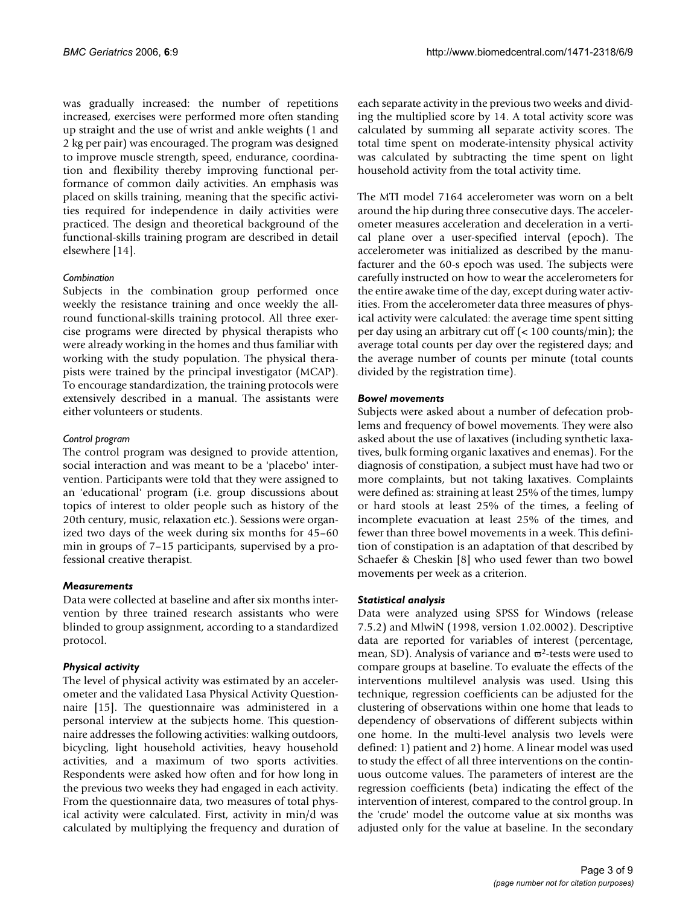was gradually increased: the number of repetitions increased, exercises were performed more often standing up straight and the use of wrist and ankle weights (1 and 2 kg per pair) was encouraged. The program was designed to improve muscle strength, speed, endurance, coordination and flexibility thereby improving functional performance of common daily activities. An emphasis was placed on skills training, meaning that the specific activities required for independence in daily activities were practiced. The design and theoretical background of the functional-skills training program are described in detail elsewhere [14].

#### *Combination*

Subjects in the combination group performed once weekly the resistance training and once weekly the all-round functional-skills training protocol. All three exercise programs were directed by physical therapists who were already working in the homes and thus familiar with working with the study population. The physical therapists were trained by the principal investigator (MCAP). To encourage standardization, the training protocols were extensively described in a manual. The assistants were either volunteers or students.

#### *Control program*

The control program was designed to provide attention, social interaction and was meant to be a 'placebo' intervention. Participants were told that they were assigned to an 'educational' program (i.e. group discussions about topics of interest to older people such as history of the 20th century, music, relaxation etc.). Sessions were organized two days of the week during six months for 45–60 min in groups of 7–15 participants, supervised by a professional creative therapist.

### *Measurements*

Data were collected at baseline and after six months intervention by three trained research assistants who were blinded to group assignment, according to a standardized protocol.

### *Physical activity*

The level of physical activity was estimated by an accelerometer and the validated Lasa Physical Activity Questionnaire [15]. The questionnaire was administered in a personal interview at the subjects home. This questionnaire addresses the following activities: walking outdoors, bicycling, light household activities, heavy household activities, and a maximum of two sports activities. Respondents were asked how often and for how long in the previous two weeks they had engaged in each activity. From the questionnaire data, two measures of total physical activity were calculated. First, activity in min/d was calculated by multiplying the frequency and duration of each separate activity in the previous two weeks and dividing the multiplied score by 14. A total activity score was calculated by summing all separate activity scores. The total time spent on moderate-intensity physical activity was calculated by subtracting the time spent on light household activity from the total activity time.

The MTI model 7164 accelerometer was worn on a belt around the hip during three consecutive days. The accelerometer measures acceleration and deceleration in a vertical plane over a user-specified interval (epoch). The accelerometer was initialized as described by the manufacturer and the 60-s epoch was used. The subjects were carefully instructed on how to wear the accelerometers for the entire awake time of the day, except during water activities. From the accelerometer data three measures of physical activity were calculated: the average time spent sitting per day using an arbitrary cut off (< 100 counts/min); the average total counts per day over the registered days; and the average number of counts per minute (total counts divided by the registration time).

### *Bowel movements*

Subjects were asked about a number of defecation problems and frequency of bowel movements. They were also asked about the use of laxatives (including synthetic laxatives, bulk forming organic laxatives and enemas). For the diagnosis of constipation, a subject must have had two or more complaints, but not taking laxatives. Complaints were defined as: straining at least 25% of the times, lumpy or hard stools at least 25% of the times, a feeling of incomplete evacuation at least 25% of the times, and fewer than three bowel movements in a week. This definition of constipation is an adaptation of that described by Schaefer & Cheskin [8] who used fewer than two bowel movements per week as a criterion.

### *Statistical analysis*

Data were analyzed using SPSS for Windows (release 7.5.2) and MlwiN (1998, version 1.02.0002). Descriptive data are reported for variables of interest (percentage, mean, SD). Analysis of variance and $\varpi^2$-tests were used to compare groups at baseline. To evaluate the effects of the interventions multilevel analysis was used. Using this technique, regression coefficients can be adjusted for the clustering of observations within one home that leads to dependency of observations of different subjects within one home. In the multi-level analysis two levels were defined: 1) patient and 2) home. A linear model was used to study the effect of all three interventions on the continuous outcome values. The parameters of interest are the regression coefficients (beta) indicating the effect of the intervention of interest, compared to the control group. In the 'crude' model the outcome value at six months was adjusted only for the value at baseline. In the secondary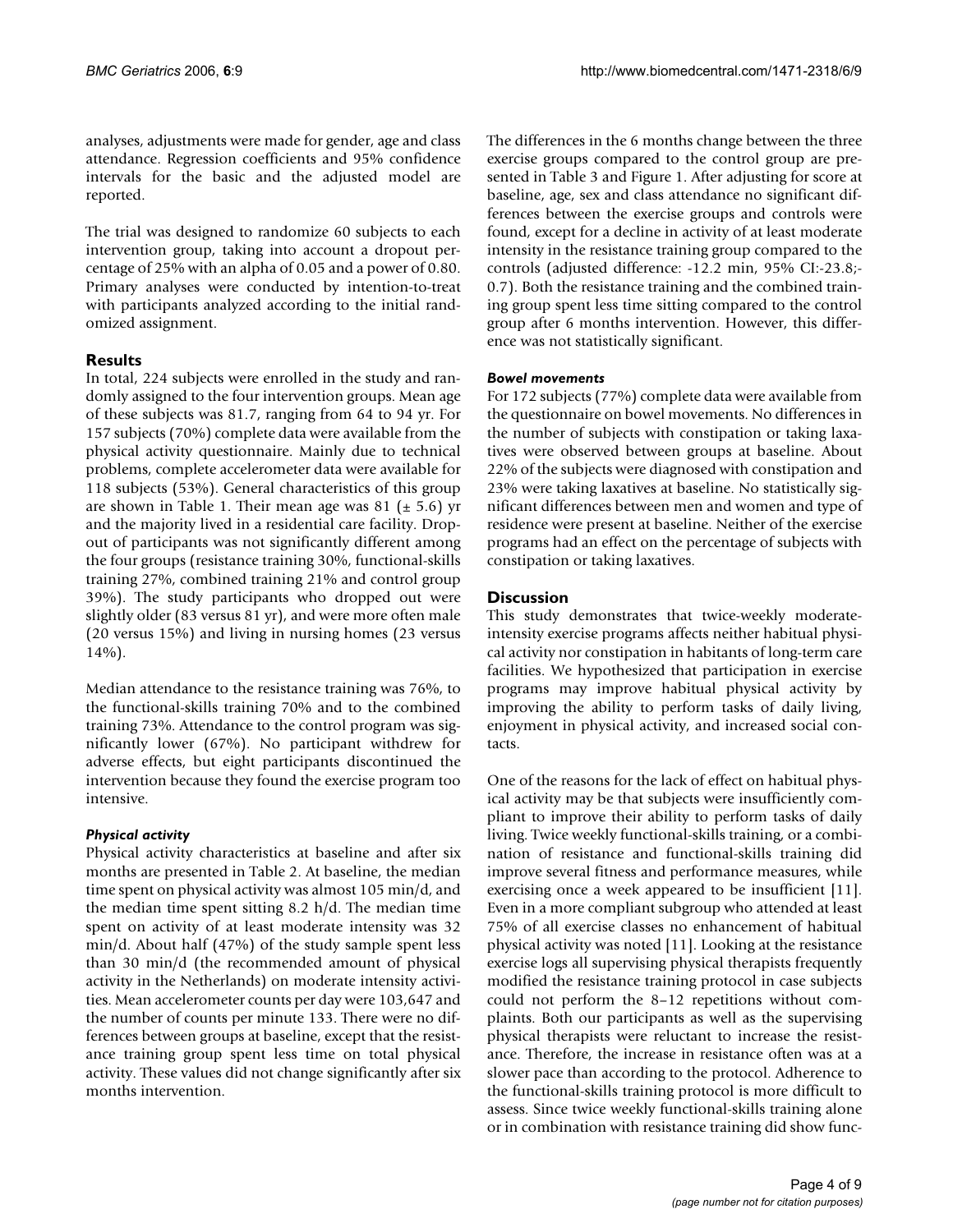analyses, adjustments were made for gender, age and class attendance. Regression coefficients and 95% confidence intervals for the basic and the adjusted model are reported.

The trial was designed to randomize 60 subjects to each intervention group, taking into account a dropout percentage of 25% with an alpha of 0.05 and a power of 0.80. Primary analyses were conducted by intention-to-treat with participants analyzed according to the initial randomized assignment.

## Results

In total, 224 subjects were enrolled in the study and randomly assigned to the four intervention groups. Mean age of these subjects was 81.7, ranging from 64 to 94 yr. For 157 subjects (70%) complete data were available from the physical activity questionnaire. Mainly due to technical problems, complete accelerometer data were available for 118 subjects (53%). General characteristics of this group are shown in Table 1. Their mean age was 81 (± 5.6) yr and the majority lived in a residential care facility. Dropout of participants was not significantly different among the four groups (resistance training 30%, functional-skills training 27%, combined training 21% and control group 39%). The study participants who dropped out were slightly older (83 versus 81 yr), and were more often male (20 versus 15%) and living in nursing homes (23 versus 14%).

Median attendance to the resistance training was 76%, to the functional-skills training 70% and to the combined training 73%. Attendance to the control program was significantly lower (67%). No participant withdrew for adverse effects, but eight participants discontinued the intervention because they found the exercise program too intensive.

### *Physical activity*

Physical activity characteristics at baseline and after six months are presented in Table 2. At baseline, the median time spent on physical activity was almost 105 min/d, and the median time spent sitting 8.2 h/d. The median time spent on activity of at least moderate intensity was 32 min/d. About half (47%) of the study sample spent less than 30 min/d (the recommended amount of physical activity in the Netherlands) on moderate intensity activities. Mean accelerometer counts per day were 103,647 and the number of counts per minute 133. There were no differences between groups at baseline, except that the resistance training group spent less time on total physical activity. These values did not change significantly after six months intervention.

The differences in the 6 months change between the three exercise groups compared to the control group are presented in Table 3 and Figure 1. After adjusting for score at baseline, age, sex and class attendance no significant differences between the exercise groups and controls were found, except for a decline in activity of at least moderate intensity in the resistance training group compared to the controls (adjusted difference: -12.2 min, 95% CI:-23.8;-0.7). Both the resistance training and the combined training group spent less time sitting compared to the control group after 6 months intervention. However, this difference was not statistically significant.

### *Bowel movements*

For 172 subjects (77%) complete data were available from the questionnaire on bowel movements. No differences in the number of subjects with constipation or taking laxatives were observed between groups at baseline. About 22% of the subjects were diagnosed with constipation and 23% were taking laxatives at baseline. No statistically significant differences between men and women and type of residence were present at baseline. Neither of the exercise programs had an effect on the percentage of subjects with constipation or taking laxatives.

## Discussion

This study demonstrates that twice-weekly moderate-intensity exercise programs affects neither habitual physical activity nor constipation in habitants of long-term care facilities. We hypothesized that participation in exercise programs may improve habitual physical activity by improving the ability to perform tasks of daily living, enjoyment in physical activity, and increased social contacts.

One of the reasons for the lack of effect on habitual physical activity may be that subjects were insufficiently compliant to improve their ability to perform tasks of daily living. Twice weekly functional-skills training, or a combination of resistance and functional-skills training did improve several fitness and performance measures, while exercising once a week appeared to be insufficient [11]. Even in a more compliant subgroup who attended at least 75% of all exercise classes no enhancement of habitual physical activity was noted [11]. Looking at the resistance exercise logs all supervising physical therapists frequently modified the resistance training protocol in case subjects could not perform the 8–12 repetitions without complaints. Both our participants as well as the supervising physical therapists were reluctant to increase the resistance. Therefore, the increase in resistance often was at a slower pace than according to the protocol. Adherence to the functional-skills training protocol is more difficult to assess. Since twice weekly functional-skills training alone or in combination with resistance training did show func-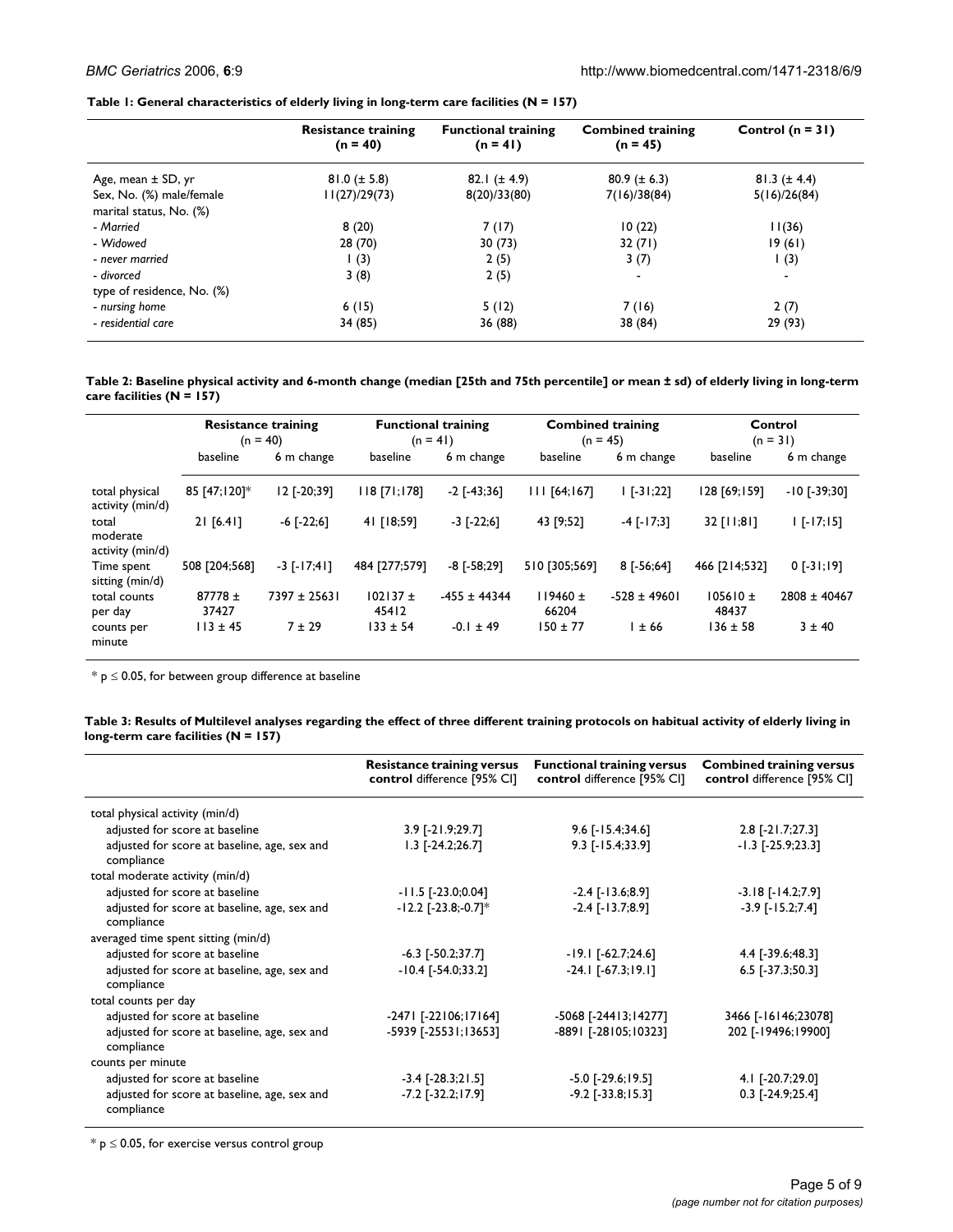**Table 1: General characteristics of elderly living in long-term care facilities (N = 157)**

| | Resistance training (n = 40) | Functional training (n = 41) | Combined training (n = 45) | Control (n = 31) |
|---|---|---|---|---|
| Age, mean ± SD, yr | 81.0 (± 5.8) | 82.1 (± 4.9) | 80.9 (± 6.3) | 81.3 (± 4.4) |
| Sex, No. (%) male/female | 11(27)/29(73) | 8(20)/33(80) | 7(16)/38(84) | 5(16)/26(84) |
| marital status, No. (%) | | | | |
| *- Married* | 8 (20) | 7 (17) | 10 (22) | 11(36) |
| *- Widowed* | 28 (70) | 30 (73) | 32 (71) | 19 (61) |
| *- never married* | 1 (3) | 2 (5) | 3 (7) | 1 (3) |
| *- divorced* | 3 (8) | 2 (5) | - | - |
| type of residence, No. (%) | | | | |
| *- nursing home* | 6 (15) | 5 (12) | 7 (16) | 2 (7) |
| *- residential care* | 34 (85) | 36 (88) | 38 (84) | 29 (93) |

**Table 2: Baseline physical activity and 6-month change (median [25th and 75th percentile] or mean ± sd) of elderly living in long-term care facilities (N = 157)**

| | Resistance training (n = 40) | | Functional training (n = 41) | | Combined training (n = 45) | | Control (n = 31) | |
|---|---|---|---|---|---|---|---|---|
| | baseline | 6 m change | baseline | 6 m change | baseline | 6 m change | baseline | 6 m change |
| total physical activity (min/d) | 85 [47;120]* | 12 [-20;39] | 118 [71;178] | -2 [-43;36] | 111 [64;167] | 1 [-31;22] | 128 [69;159] | -10 [-39;30] |
| total moderate activity (min/d) | 21 [6.41] | -6 [-22;6] | 41 [18;59] | -3 [-22;6] | 43 [9;52] | -4 [-17;3] | 32 [11;81] | 1 [-17;15] |
| Time spent sitting (min/d) | 508 [204;568] | -3 [-17;41] | 484 [277;579] | -8 [-58;29] | 510 [305;569] | 8 [-56;64] | 466 [214;532] | 0 [-31;19] |
| total counts per day | 87778 ± 37427 | 7397 ± 25631 | 102137 ± 45412 | -455 ± 44344 | 119460 ± 66204 | -528 ± 49601 | 105610 ± 48437 | 2808 ± 40467 |
| counts per minute | 113 ± 45 | 7 ± 29 | 133 ± 54 | -0.1 ± 49 | 150 ± 77 | 1 ± 66 | 136 ± 58 | 3 ± 40 |

* $p \leq 0.05$, for between group difference at baseline

**Table 3: Results of Multilevel analyses regarding the effect of three different training protocols on habitual activity of elderly living in long-term care facilities (N = 157)**

| | Resistance training versus control difference [95% CI] | Functional training versus control difference [95% CI] | Combined training versus control difference [95% CI] |
|---|---|---|---|
| total physical activity (min/d) | | | |
| adjusted for score at baseline | 3.9 [-21.9;29.7] | 9.6 [-15.4;34.6] | 2.8 [-21.7;27.3] |
| adjusted for score at baseline, age, sex and compliance | 1.3 [-24.2;26.7] | 9.3 [-15.4;33.9] | -1.3 [-25.9;23.3] |
| total moderate activity (min/d) | | | |
| adjusted for score at baseline | -11.5 [-23.0;0.04] | -2.4 [-13.6;8.9] | -3.18 [-14.2;7.9] |
| adjusted for score at baseline, age, sex and compliance | -12.2 [-23.8;-0.7]* | -2.4 [-13.7;8.9] | -3.9 [-15.2;7.4] |
| averaged time spent sitting (min/d) | | | |
| adjusted for score at baseline | -6.3 [-50.2;37.7] | -19.1 [-62.7;24.6] | 4.4 [-39.6;48.3] |
| adjusted for score at baseline, age, sex and compliance | -10.4 [-54.0;33.2] | -24.1 [-67.3;19.1] | 6.5 [-37.3;50.3] |
| total counts per day | | | |
| adjusted for score at baseline | -2471 [-22106;17164] | -5068 [-24413;14277] | 3466 [-16146;23078] |
| adjusted for score at baseline, age, sex and compliance | -5939 [-25531;13653] | -8891 [-28105;10323] | 202 [-19496;19900] |
| counts per minute | | | |
| adjusted for score at baseline | -3.4 [-28.3;21.5] | -5.0 [-29.6;19.5] | 4.1 [-20.7;29.0] |
| adjusted for score at baseline, age, sex and compliance | -7.2 [-32.2;17.9] | -9.2 [-33.8;15.3] | 0.3 [-24.9;25.4] |

* $p \leq 0.05$, for exercise versus control group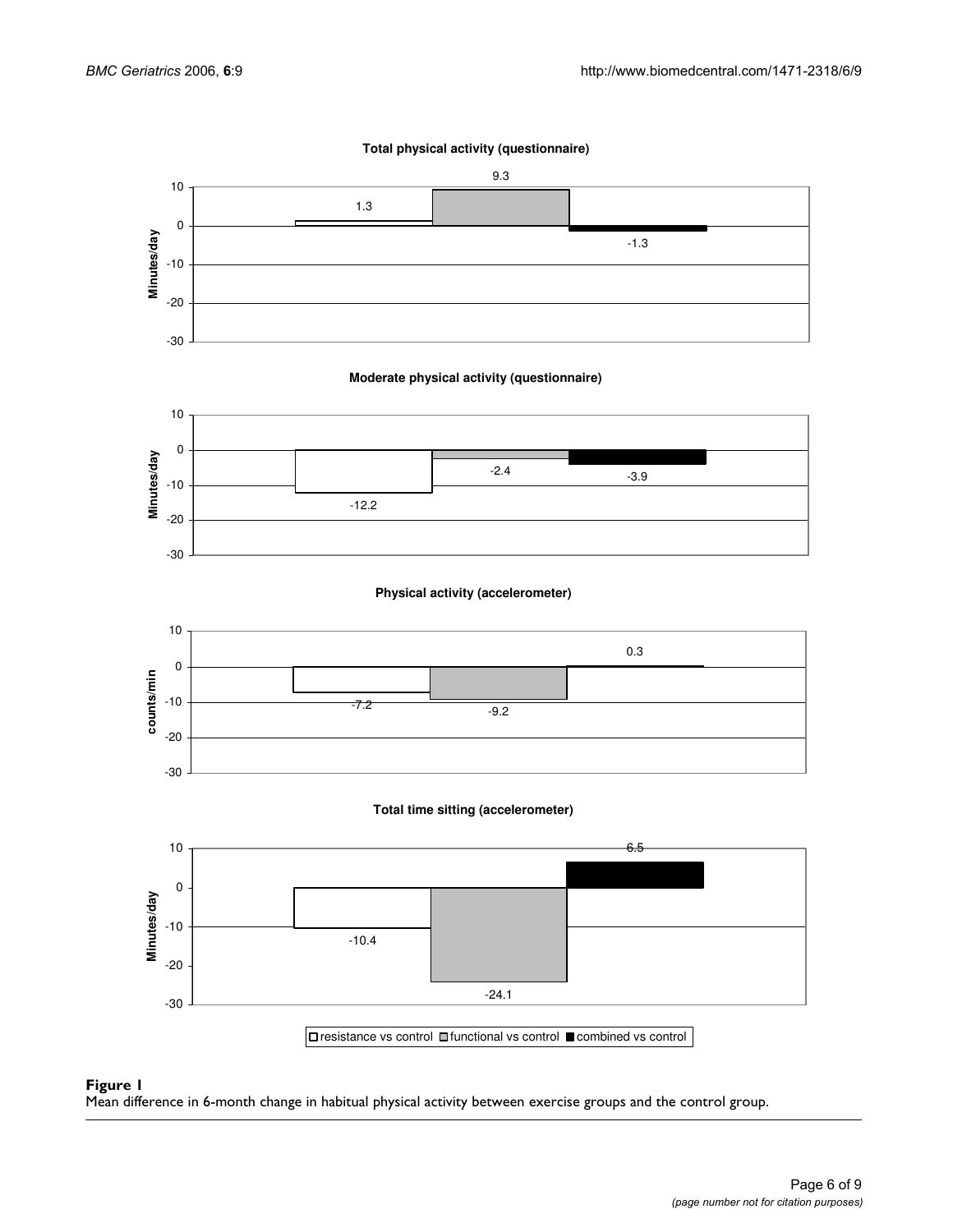**Total physical activity (questionnaire)**

**Moderate physical activity (questionnaire)**

**Physical activity (accelerometer)**

**Total time sitting (accelerometer)**

| | resistance vs control | functional vs control | combined vs control |
|---|---|---|---|
| Total physical activity (questionnaire), Minutes/day | 1.3 | 9.3 | -1.3 |
| Moderate physical activity (questionnaire), Minutes/day | -12.2 | -2.4 | -3.9 |
| Physical activity (accelerometer), counts/min | -7.2 | -9.2 | 0.3 |
| Total time sitting (accelerometer), Minutes/day | -10.4 | -24.1 | 6.5 |

**Figure 1**
Mean difference in 6-month change in habitual physical activity between exercise groups and the control group.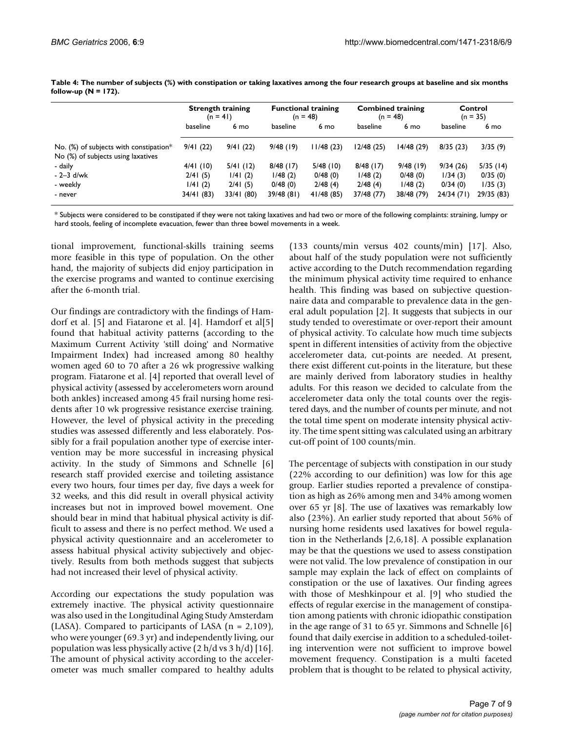**Table 4: The number of subjects (%) with constipation or taking laxatives among the four research groups at baseline and six months follow-up (N = 172).**

| | Strength training (n = 41) | | Functional training (n = 48) | | Combined training (n = 48) | | Control (n = 35) | |
|---|---|---|---|---|---|---|---|---|
| | baseline | 6 mo | baseline | 6 mo | baseline | 6 mo | baseline | 6 mo |
| No. (%) of subjects with constipation* | 9/41 (22) | 9/41 (22) | 9/48 (19) | 11/48 (23) | 12/48 (25) | 14/48 (29) | 8/35 (23) | 3/35 (9) |
| No (%) of subjects using laxatives | | | | | | | | |
| - daily | 4/41 (10) | 5/41 (12) | 8/48 (17) | 5/48 (10) | 8/48 (17) | 9/48 (19) | 9/34 (26) | 5/35 (14) |
| - 2–3 d/wk | 2/41 (5) | 1/41 (2) | 1/48 (2) | 0/48 (0) | 1/48 (2) | 0/48 (0) | 1/34 (3) | 0/35 (0) |
| - weekly | 1/41 (2) | 2/41 (5) | 0/48 (0) | 2/48 (4) | 2/48 (4) | 1/48 (2) | 0/34 (0) | 1/35 (3) |
| - never | 34/41 (83) | 33/41 (80) | 39/48 (81) | 41/48 (85) | 37/48 (77) | 38/48 (79) | 24/34 (71) | 29/35 (83) |

* Subjects were considered to be constipated if they were not taking laxatives and had two or more of the following complaints: straining, lumpy or hard stools, feeling of incomplete evacuation, fewer than three bowel movements in a week.

tional improvement, functional-skills training seems more feasible in this type of population. On the other hand, the majority of subjects did enjoy participation in the exercise programs and wanted to continue exercising after the 6-month trial.

Our findings are contradictory with the findings of Hamdorf et al. [5] and Fiatarone et al. [4]. Hamdorf et al[5] found that habitual activity patterns (according to the Maximum Current Activity 'still doing' and Normative Impairment Index) had increased among 80 healthy women aged 60 to 70 after a 26 wk progressive walking program. Fiatarone et al. [4] reported that overall level of physical activity (assessed by accelerometers worn around both ankles) increased among 45 frail nursing home residents after 10 wk progressive resistance exercise training. However, the level of physical activity in the preceding studies was assessed differently and less elaborately. Possibly for a frail population another type of exercise intervention may be more successful in increasing physical activity. In the study of Simmons and Schnelle [6] research staff provided exercise and toileting assistance every two hours, four times per day, five days a week for 32 weeks, and this did result in overall physical activity increases but not in improved bowel movement. One should bear in mind that habitual physical activity is difficult to assess and there is no perfect method. We used a physical activity questionnaire and an accelerometer to assess habitual physical activity subjectively and objectively. Results from both methods suggest that subjects had not increased their level of physical activity.

According our expectations the study population was extremely inactive. The physical activity questionnaire was also used in the Longitudinal Aging Study Amsterdam (LASA). Compared to participants of LASA (n = 2,109), who were younger (69.3 yr) and independently living, our population was less physically active (2 h/d vs 3 h/d) [16]. The amount of physical activity according to the accelerometer was much smaller compared to healthy adults (133 counts/min versus 402 counts/min) [17]. Also, about half of the study population were not sufficiently active according to the Dutch recommendation regarding the minimum physical activity time required to enhance health. This finding was based on subjective questionnaire data and comparable to prevalence data in the general adult population [2]. It suggests that subjects in our study tended to overestimate or over-report their amount of physical activity. To calculate how much time subjects spent in different intensities of activity from the objective accelerometer data, cut-points are needed. At present, there exist different cut-points in the literature, but these are mainly derived from laboratory studies in healthy adults. For this reason we decided to calculate from the accelerometer data only the total counts over the registered days, and the number of counts per minute, and not the total time spent on moderate intensity physical activity. The time spent sitting was calculated using an arbitrary cut-off point of 100 counts/min.

The percentage of subjects with constipation in our study (22% according to our definition) was low for this age group. Earlier studies reported a prevalence of constipation as high as 26% among men and 34% among women over 65 yr [8]. The use of laxatives was remarkably low also (23%). An earlier study reported that about 56% of nursing home residents used laxatives for bowel regulation in the Netherlands [2,6,18]. A possible explanation may be that the questions we used to assess constipation were not valid. The low prevalence of constipation in our sample may explain the lack of effect on complaints of constipation or the use of laxatives. Our finding agrees with those of Meshkinpour et al. [9] who studied the effects of regular exercise in the management of constipation among patients with chronic idiopathic constipation in the age range of 31 to 65 yr. Simmons and Schnelle [6] found that daily exercise in addition to a scheduled-toileting intervention were not sufficient to improve bowel movement frequency. Constipation is a multi faceted problem that is thought to be related to physical activity,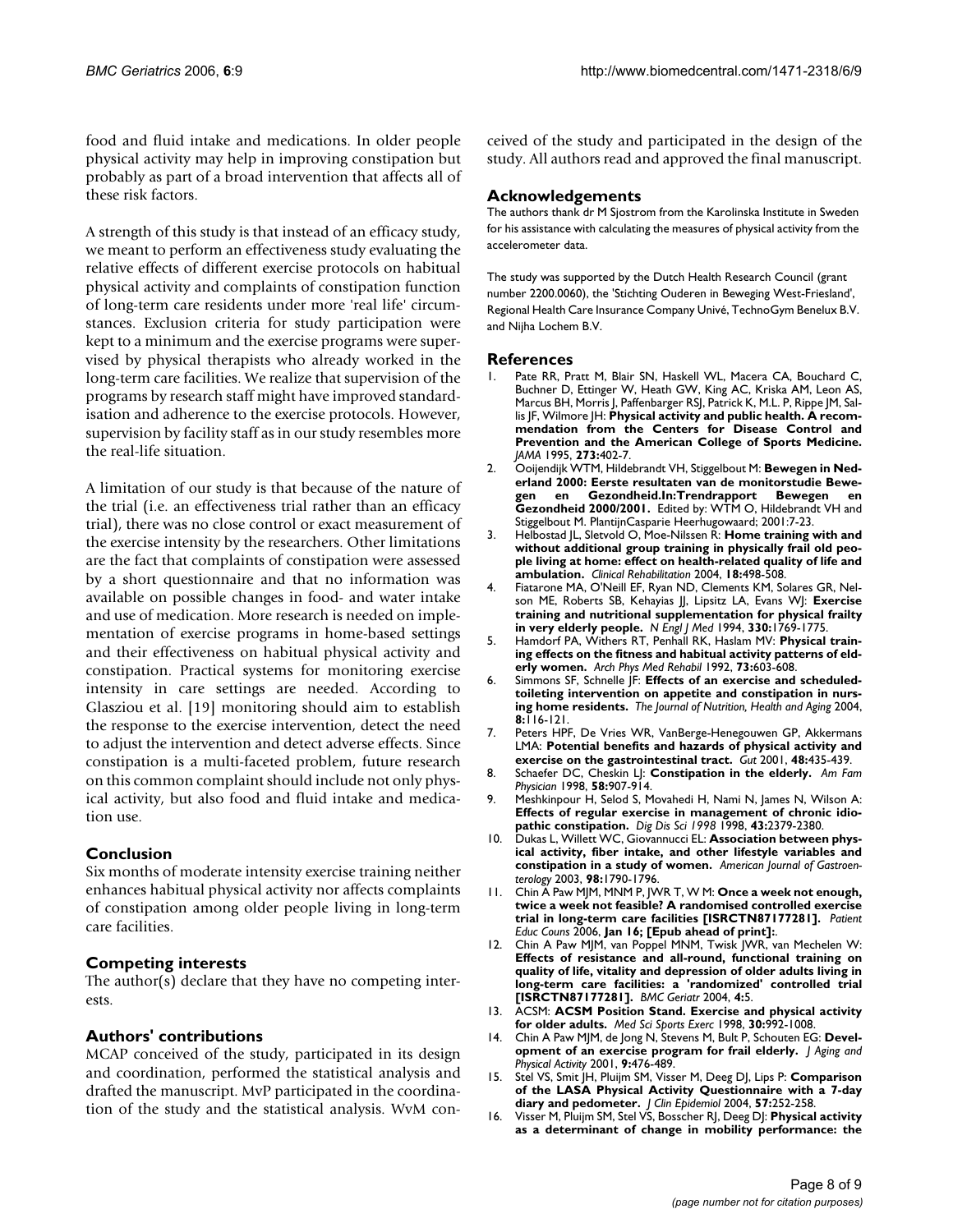food and fluid intake and medications. In older people physical activity may help in improving constipation but probably as part of a broad intervention that affects all of these risk factors.

A strength of this study is that instead of an efficacy study, we meant to perform an effectiveness study evaluating the relative effects of different exercise protocols on habitual physical activity and complaints of constipation function of long-term care residents under more 'real life' circumstances. Exclusion criteria for study participation were kept to a minimum and the exercise programs were supervised by physical therapists who already worked in the long-term care facilities. We realize that supervision of the programs by research staff might have improved standardisation and adherence to the exercise protocols. However, supervision by facility staff as in our study resembles more the real-life situation.

A limitation of our study is that because of the nature of the trial (i.e. an effectiveness trial rather than an efficacy trial), there was no close control or exact measurement of the exercise intensity by the researchers. Other limitations are the fact that complaints of constipation were assessed by a short questionnaire and that no information was available on possible changes in food- and water intake and use of medication. More research is needed on implementation of exercise programs in home-based settings and their effectiveness on habitual physical activity and constipation. Practical systems for monitoring exercise intensity in care settings are needed. According to Glasziou et al. [19] monitoring should aim to establish the response to the exercise intervention, detect the need to adjust the intervention and detect adverse effects. Since constipation is a multi-faceted problem, future research on this common complaint should include not only physical activity, but also food and fluid intake and medication use.

## Conclusion

Six months of moderate intensity exercise training neither enhances habitual physical activity nor affects complaints of constipation among older people living in long-term care facilities.

## Competing interests

The author(s) declare that they have no competing interests.

## Authors' contributions

MCAP conceived of the study, participated in its design and coordination, performed the statistical analysis and drafted the manuscript. MvP participated in the coordination of the study and the statistical analysis. WvM conceived of the study and participated in the design of the study. All authors read and approved the final manuscript.

## Acknowledgements

The authors thank dr M Sjostrom from the Karolinska Institute in Sweden for his assistance with calculating the measures of physical activity from the accelerometer data.

The study was supported by the Dutch Health Research Council (grant number 2200.0060), the 'Stichting Ouderen in Beweging West-Friesland', Regional Health Care Insurance Company Univé, TechnoGym Benelux B.V. and Nijha Lochem B.V.

## References

1. Pate RR, Pratt M, Blair SN, Haskell WL, Macera CA, Bouchard C, Buchner D, Ettinger W, Heath GW, King AC, Kriska AM, Leon AS, Marcus BH, Morris J, Paffenbarger RSJ, Patrick K, M.L. P, Rippe JM, Sallis JF, Wilmore JH: **Physical activity and public health. A recommendation from the Centers for Disease Control and Prevention and the American College of Sports Medicine.** *JAMA* 1995, **273:**402-7.
2. Ooijendijk WTM, Hildebrandt VH, Stiggelbout M: **Bewegen in Nederland 2000: Eerste resultaten van de monitorstudie Bewegen en Gezondheid.In:Trendrapport Bewegen en Gezondheid 2000/2001.** Edited by: WTM O, Hildebrandt VH and Stiggelbout M. PlantijnCasparie Heerhugowaard; 2001:7-23.
3. Helbostad JL, Sletvold O, Moe-Nilssen R: **Home training with and without additional group training in physically frail old people living at home: effect on health-related quality of life and ambulation.** *Clinical Rehabilitation* 2004, **18:**498-508.
4. Fiatarone MA, O'Neill EF, Ryan ND, Clements KM, Solares GR, Nelson ME, Roberts SB, Kehayias JJ, Lipsitz LA, Evans WJ: **Exercise training and nutritional supplementation for physical frailty in very elderly people.** *N Engl J Med* 1994, **330:**1769-1775.
5. Hamdorf PA, Withers RT, Penhall RK, Haslam MV: **Physical training effects on the fitness and habitual activity patterns of elderly women.** *Arch Phys Med Rehabil* 1992, **73:**603-608.
6. Simmons SF, Schnelle JF: **Effects of an exercise and scheduled-toileting intervention on appetite and constipation in nursing home residents.** *The Journal of Nutrition, Health and Aging* 2004, **8:**116-121.
7. Peters HPF, De Vries WR, VanBerge-Henegouwen GP, Akkermans LMA: **Potential benefits and hazards of physical activity and exercise on the gastrointestinal tract.** *Gut* 2001, **48:**435-439.
8. Schaefer DC, Cheskin LJ: **Constipation in the elderly.** *Am Fam Physician* 1998, **58:**907-914.
9. Meshkinpour H, Selod S, Movahedi H, Nami N, James N, Wilson A: **Effects of regular exercise in management of chronic idiopathic constipation.** *Dig Dis Sci 1998* 1998, **43:**2379-2380.
10. Dukas L, Willett WC, Giovannucci EL: **Association between physical activity, fiber intake, and other lifestyle variables and constipation in a study of women.** *American Journal of Gastroenterology* 2003, **98:**1790-1796.
11. Chin A Paw MJM, MNM P, JWR T, W M: **Once a week not enough, twice a week not feasible? A randomised controlled exercise trial in long-term care facilities [ISRCTN87177281].** *Patient Educ Couns* 2006, **Jan 16; [Epub ahead of print]:**.
12. Chin A Paw MJM, van Poppel MNM, Twisk JWR, van Mechelen W: **Effects of resistance and all-round, functional training on quality of life, vitality and depression of older adults living in long-term care facilities: a 'randomized' controlled trial [ISRCTN87177281].** *BMC Geriatr* 2004, **4:**5.
13. ACSM: **ACSM Position Stand. Exercise and physical activity for older adults.** *Med Sci Sports Exerc* 1998, **30:**992-1008.
14. Chin A Paw MJM, de Jong N, Stevens M, Bult P, Schouten EG: **Development of an exercise program for frail elderly.** *J Aging and Physical Activity* 2001, **9:**476-489.
15. Stel VS, Smit JH, Pluijm SM, Visser M, Deeg DJ, Lips P: **Comparison of the LASA Physical Activity Questionnaire with a 7-day diary and pedometer.** *J Clin Epidemiol* 2004, **57:**252-258.
16. Visser M, Pluijm SM, Stel VS, Bosscher RJ, Deeg DJ: **Physical activity as a determinant of change in mobility performance: the**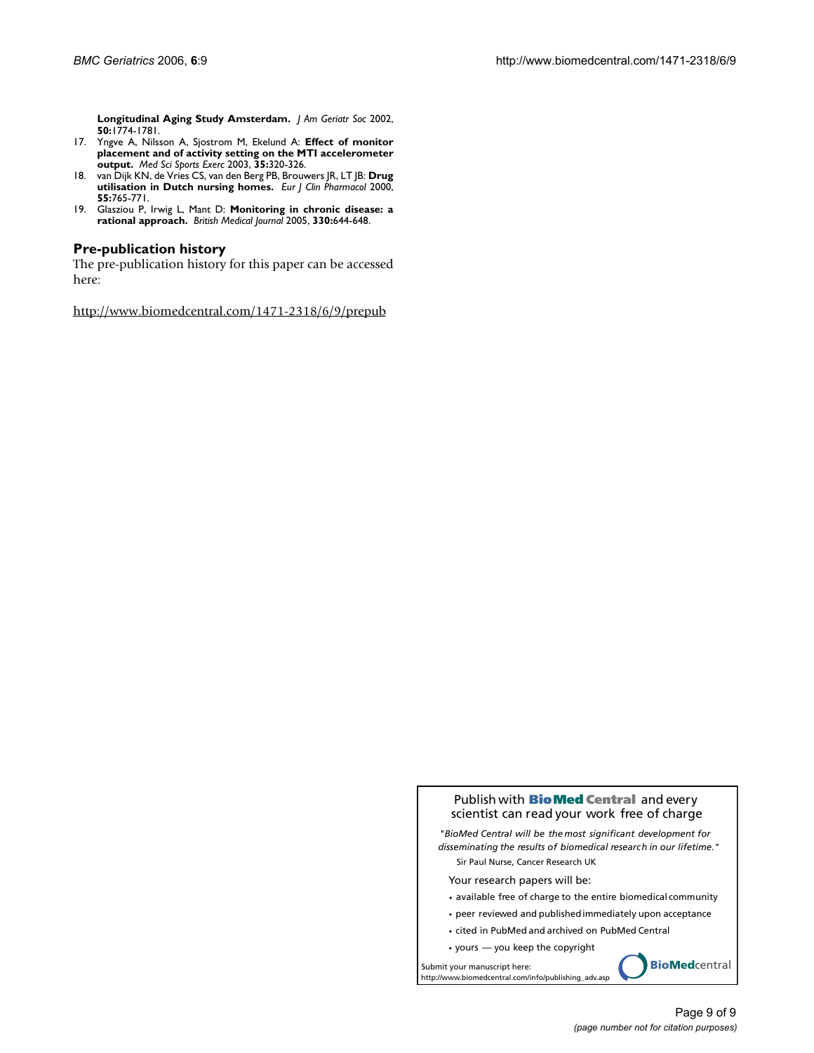**Longitudinal Aging Study Amsterdam.** *J Am Geriatr Soc* 2002, **50:**1774-1781.

17. Yngve A, Nilsson A, Sjostrom M, Ekelund A: **Effect of monitor placement and of activity setting on the MTI accelerometer output.** *Med Sci Sports Exerc* 2003, **35:**320-326.
18. van Dijk KN, de Vries CS, van den Berg PB, Brouwers JR, LT JB: **Drug utilisation in Dutch nursing homes.** *Eur J Clin Pharmacol* 2000, **55:**765-771.
19. Glasziou P, Irwig L, Mant D: **Monitoring in chronic disease: a rational approach.** *British Medical Journal* 2005, **330:**644-648.

## Pre-publication history

The pre-publication history for this paper can be accessed here:

http://www.biomedcentral.com/1471-2318/6/9/prepub

Publish with **BioMed Central** and every scientist can read your work free of charge

*"BioMed Central will be the most significant development for disseminating the results of biomedical research in our lifetime."*
Sir Paul Nurse, Cancer Research UK

Your research papers will be:

- available free of charge to the entire biomedical community
- peer reviewed and published immediately upon acceptance
- cited in PubMed and archived on PubMed Central
- yours — you keep the copyright

Submit your manuscript here:
http://www.biomedcentral.com/info/publishing_adv.asp

**BioMed**central